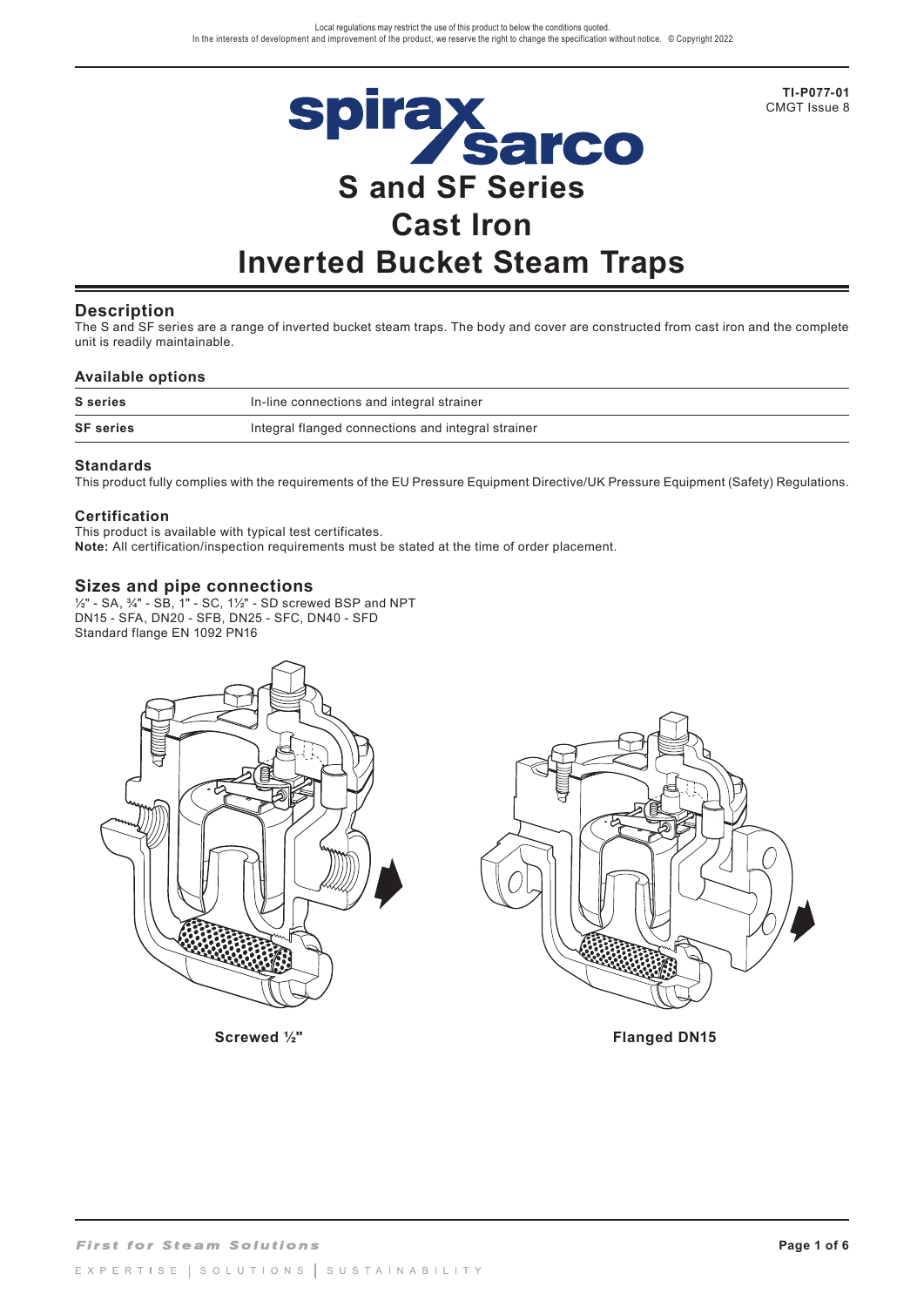# S and SF Series
# Cast Iron
# Inverted Bucket Steam Traps

## Description

The S and SF series are a range of inverted bucket steam traps. The body and cover are constructed from cast iron and the complete unit is readily maintainable.

### Available options

| | |
|---|---|
| **S series** | In-line connections and integral strainer |
| **SF series** | Integral flanged connections and integral strainer |

### Standards

This product fully complies with the requirements of the EU Pressure Equipment Directive/UK Pressure Equipment (Safety) Regulations.

### Certification

This product is available with typical test certificates.
**Note:** All certification/inspection requirements must be stated at the time of order placement.

## Sizes and pipe connections

½" - SA, ¾" - SB, 1" - SC, 1½" - SD screwed BSP and NPT
DN15 - SFA, DN20 - SFB, DN25 - SFC, DN40 - SFD
Standard flange EN 1092 PN16

**Screwed ½"**

**Flanged DN15**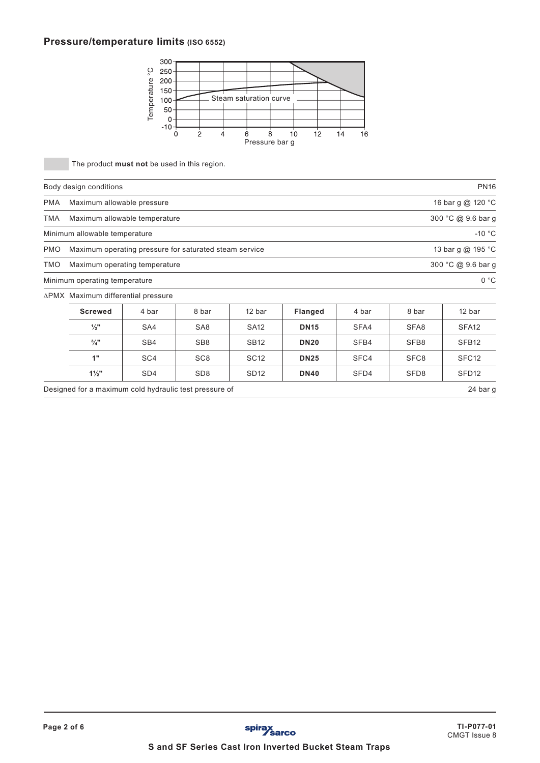## Pressure/temperature limits (ISO 6552)

The product **must not** be used in this region.

| Body design conditions | | PN16 |
|---|---|---|
| PMA | Maximum allowable pressure | 16 bar g @ 120 °C |
| TMA | Maximum allowable temperature | 300 °C @ 9.6 bar g |
| Minimum allowable temperature | | -10 °C |
| PMO | Maximum operating pressure for saturated steam service | 13 bar g @ 195 °C |
| TMO | Maximum operating temperature | 300 °C @ 9.6 bar g |
| Minimum operating temperature | | 0 °C |

∆PMX Maximum differential pressure

| Screwed | 4 bar | 8 bar | 12 bar | Flanged | 4 bar | 8 bar | 12 bar |
|---|---|---|---|---|---|---|---|
| ½" | SA4 | SA8 | SA12 | DN15 | SFA4 | SFA8 | SFA12 |
| ¾" | SB4 | SB8 | SB12 | DN20 | SFB4 | SFB8 | SFB12 |
| 1" | SC4 | SC8 | SC12 | DN25 | SFC4 | SFC8 | SFC12 |
| 1½" | SD4 | SD8 | SD12 | DN40 | SFD4 | SFD8 | SFD12 |

Designed for a maximum cold hydraulic test pressure of 24 bar g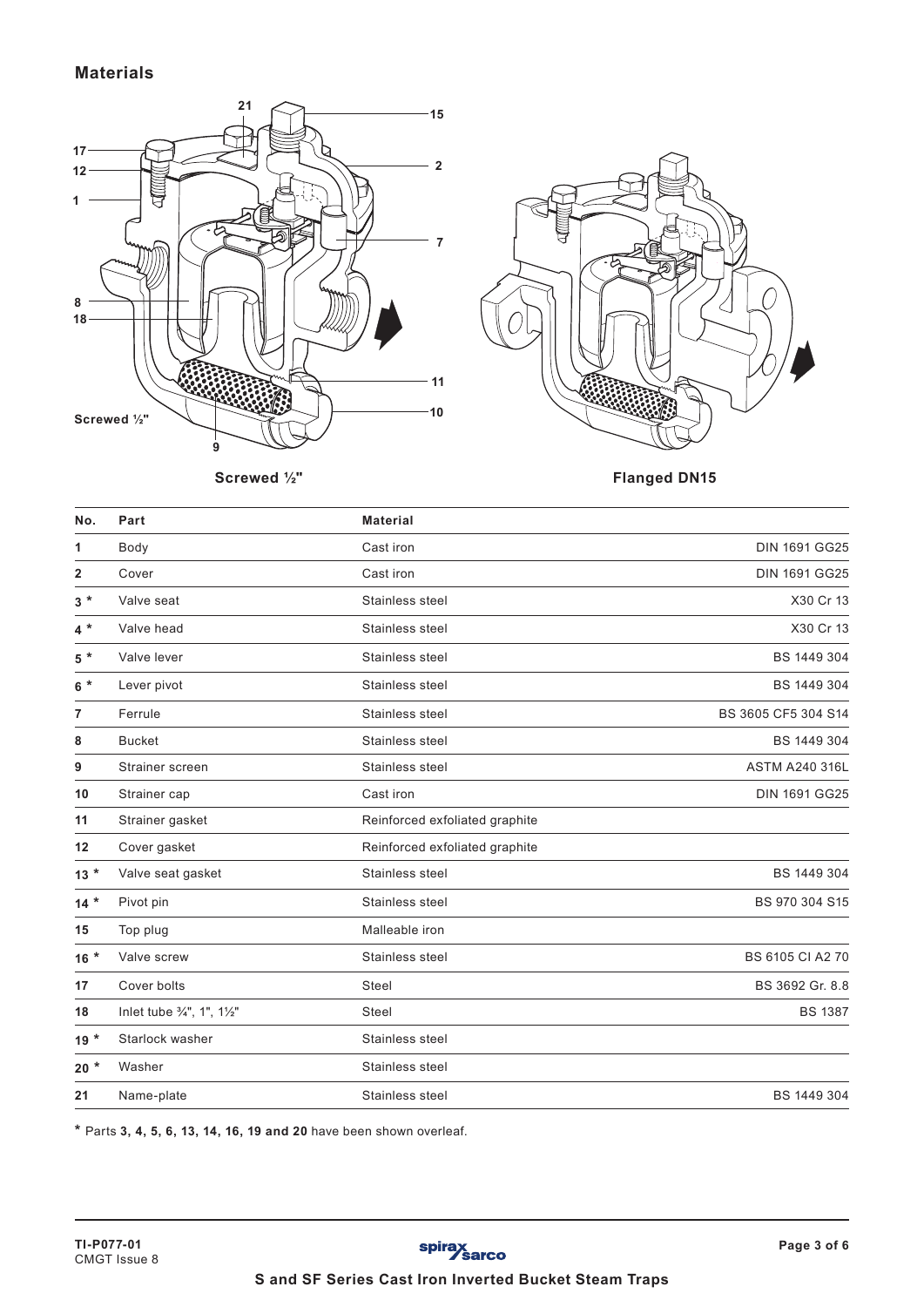## Materials

Screwed ½"

Flanged DN15

| No. | Part | Material | |
|---|---|---|---|
| 1 | Body | Cast iron | DIN 1691 GG25 |
| 2 | Cover | Cast iron | DIN 1691 GG25 |
| 3 * | Valve seat | Stainless steel | X30 Cr 13 |
| 4 * | Valve head | Stainless steel | X30 Cr 13 |
| 5 * | Valve lever | Stainless steel | BS 1449 304 |
| 6 * | Lever pivot | Stainless steel | BS 1449 304 |
| 7 | Ferrule | Stainless steel | BS 3605 CF5 304 S14 |
| 8 | Bucket | Stainless steel | BS 1449 304 |
| 9 | Strainer screen | Stainless steel | ASTM A240 316L |
| 10 | Strainer cap | Cast iron | DIN 1691 GG25 |
| 11 | Strainer gasket | Reinforced exfoliated graphite | |
| 12 | Cover gasket | Reinforced exfoliated graphite | |
| 13 * | Valve seat gasket | Stainless steel | BS 1449 304 |
| 14 * | Pivot pin | Stainless steel | BS 970 304 S15 |
| 15 | Top plug | Malleable iron | |
| 16 * | Valve screw | Stainless steel | BS 6105 CI A2 70 |
| 17 | Cover bolts | Steel | BS 3692 Gr. 8.8 |
| 18 | Inlet tube ¾", 1", 1½" | Steel | BS 1387 |
| 19 * | Starlock washer | Stainless steel | |
| 20 * | Washer | Stainless steel | |
| 21 | Name-plate | Stainless steel | BS 1449 304 |

\* Parts **3, 4, 5, 6, 13, 14, 16, 19 and 20** have been shown overleaf.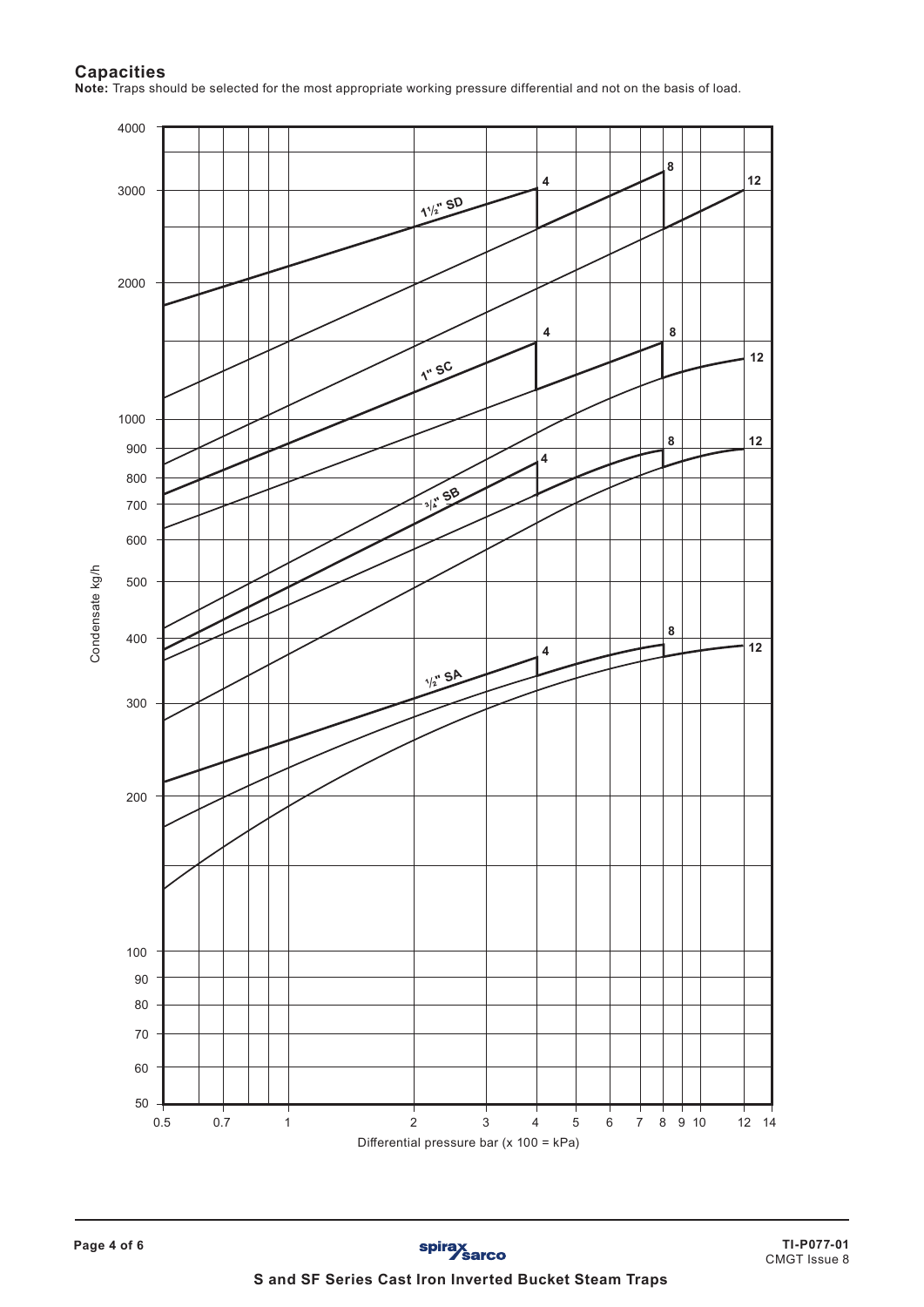## Capacities

**Note:** Traps should be selected for the most appropriate working pressure differential and not on the basis of load.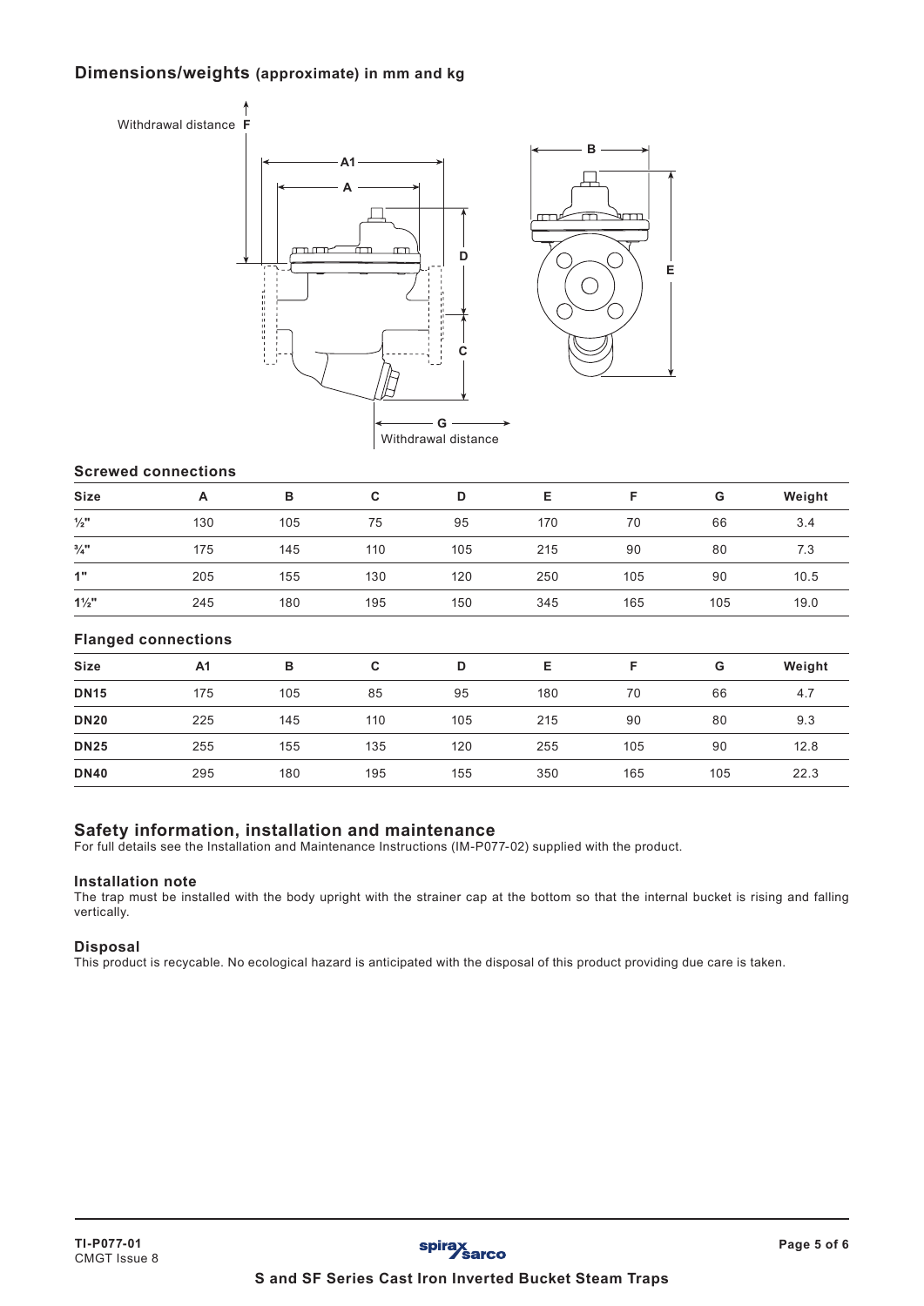## Dimensions/weights (approximate) in mm and kg

### Screwed connections

| Size | A | B | C | D | E | F | G | Weight |
|---|---|---|---|---|---|---|---|---|
| **½"** | 130 | 105 | 75 | 95 | 170 | 70 | 66 | 3.4 |
| **¾"** | 175 | 145 | 110 | 105 | 215 | 90 | 80 | 7.3 |
| **1"** | 205 | 155 | 130 | 120 | 250 | 105 | 90 | 10.5 |
| **1½"** | 245 | 180 | 195 | 150 | 345 | 165 | 105 | 19.0 |

### Flanged connections

| Size | A1 | B | C | D | E | F | G | Weight |
|---|---|---|---|---|---|---|---|---|
| **DN15** | 175 | 105 | 85 | 95 | 180 | 70 | 66 | 4.7 |
| **DN20** | 225 | 145 | 110 | 105 | 215 | 90 | 80 | 9.3 |
| **DN25** | 255 | 155 | 135 | 120 | 255 | 105 | 90 | 12.8 |
| **DN40** | 295 | 180 | 195 | 155 | 350 | 165 | 105 | 22.3 |

## Safety information, installation and maintenance

For full details see the Installation and Maintenance Instructions (IM-P077-02) supplied with the product.

### Installation note

The trap must be installed with the body upright with the strainer cap at the bottom so that the internal bucket is rising and falling vertically.

### Disposal

This product is recycable. No ecological hazard is anticipated with the disposal of this product providing due care is taken.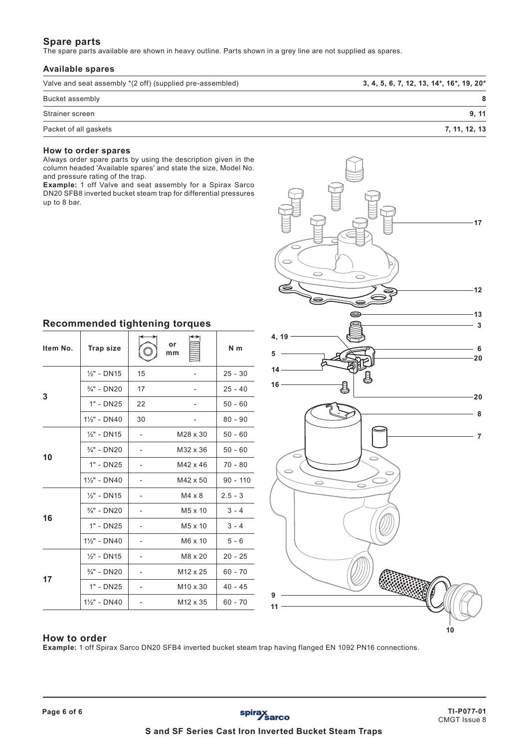## Spare parts

The spare parts available are shown in heavy outline. Parts shown in a grey line are not supplied as spares.

### Available spares

| | |
|---|---|
| Valve and seat assembly *(2 off) (supplied pre-assembled) | **3, 4, 5, 6, 7, 12, 13, 14*, 16*, 19, 20*** |
| Bucket assembly | **8** |
| Strainer screen | **9, 11** |
| Packet of all gaskets | **7, 11, 12, 13** |

### How to order spares

Always order spare parts by using the description given in the column headed 'Available spares' and state the size, Model No. and pressure rating of the trap.

**Example:** 1 off Valve and seat assembly for a Spirax Sarco DN20 SFB8 inverted bucket steam trap for differential pressures up to 8 bar.

17

12

13

3

4, 19

5

6

20

14

16

20

8

7

9

11

10

## Recommended tightening torques

| Item No. | Trap size | (hex) | or mm (thread) | N m |
|---|---|---|---|---|
| 3 | ½" - DN15 | 15 | - | 25 - 30 |
| | ¾" - DN20 | 17 | - | 25 - 40 |
| | 1" - DN25 | 22 | - | 50 - 60 |
| | 1½" - DN40 | 30 | - | 80 - 90 |
| 10 | ½" - DN15 | - | M28 x 30 | 50 - 60 |
| | ¾" - DN20 | - | M32 x 36 | 50 - 60 |
| | 1" - DN25 | - | M42 x 46 | 70 - 80 |
| | 1½" - DN40 | - | M42 x 50 | 90 - 110 |
| 16 | ½" - DN15 | - | M4 x 8 | 2.5 - 3 |
| | ¾" - DN20 | - | M5 x 10 | 3 - 4 |
| | 1" - DN25 | - | M5 x 10 | 3 - 4 |
| | 1½" - DN40 | - | M6 x 10 | 5 - 6 |
| 17 | ½" - DN15 | - | M8 x 20 | 20 - 25 |
| | ¾" - DN20 | - | M12 x 25 | 60 - 70 |
| | 1" - DN25 | - | M10 x 30 | 40 - 45 |
| | 1½" - DN40 | - | M12 x 35 | 60 - 70 |

## How to order

**Example:** 1 off Spirax Sarco DN20 SFB4 inverted bucket steam trap having flanged EN 1092 PN16 connections.